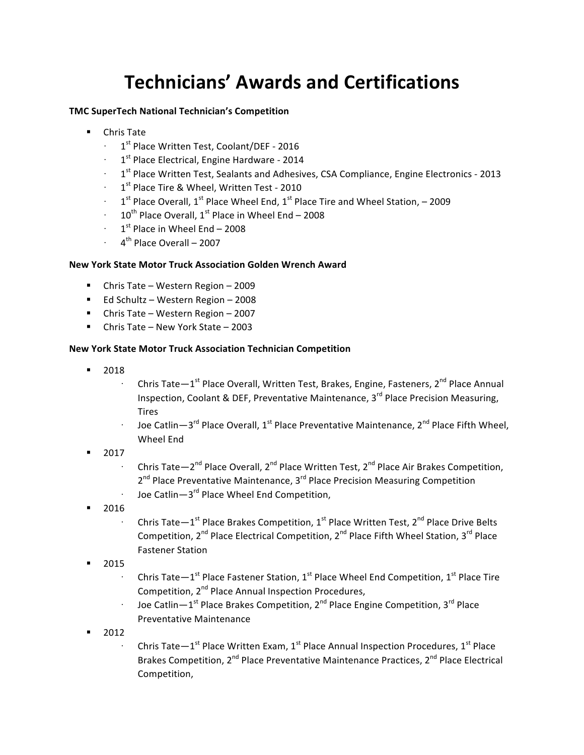# Technicians' Awards and Certifications

**TMC SuperTech National Technician's Competition**

- Chris Tate
  - 1st Place Written Test, Coolant/DEF - 2016
  - 1st Place Electrical, Engine Hardware - 2014
  - 1st Place Written Test, Sealants and Adhesives, CSA Compliance, Engine Electronics - 2013
  - 1st Place Tire & Wheel, Written Test - 2010
  - 1st Place Overall, 1st Place Wheel End, 1st Place Tire and Wheel Station, – 2009
  - 10th Place Overall, 1st Place in Wheel End – 2008
  - 1st Place in Wheel End – 2008
  - 4th Place Overall – 2007

**New York State Motor Truck Association Golden Wrench Award**

- Chris Tate – Western Region – 2009
- Ed Schultz – Western Region – 2008
- Chris Tate – Western Region – 2007
- Chris Tate – New York State – 2003

**New York State Motor Truck Association Technician Competition**

- 2018
  - Chris Tate—1st Place Overall, Written Test, Brakes, Engine, Fasteners, 2nd Place Annual Inspection, Coolant & DEF, Preventative Maintenance, 3rd Place Precision Measuring, Tires
  - Joe Catlin—3rd Place Overall, 1st Place Preventative Maintenance, 2nd Place Fifth Wheel, Wheel End
- 2017
  - Chris Tate—2nd Place Overall, 2nd Place Written Test, 2nd Place Air Brakes Competition, 2nd Place Preventative Maintenance, 3rd Place Precision Measuring Competition
  - Joe Catlin—3rd Place Wheel End Competition,
- 2016
  - Chris Tate—1st Place Brakes Competition, 1st Place Written Test, 2nd Place Drive Belts Competition, 2nd Place Electrical Competition, 2nd Place Fifth Wheel Station, 3rd Place Fastener Station
- 2015
  - Chris Tate—1st Place Fastener Station, 1st Place Wheel End Competition, 1st Place Tire Competition, 2nd Place Annual Inspection Procedures,
  - Joe Catlin—1st Place Brakes Competition, 2nd Place Engine Competition, 3rd Place Preventative Maintenance
- 2012
  - Chris Tate—1st Place Written Exam, 1st Place Annual Inspection Procedures, 1st Place Brakes Competition, 2nd Place Preventative Maintenance Practices, 2nd Place Electrical Competition,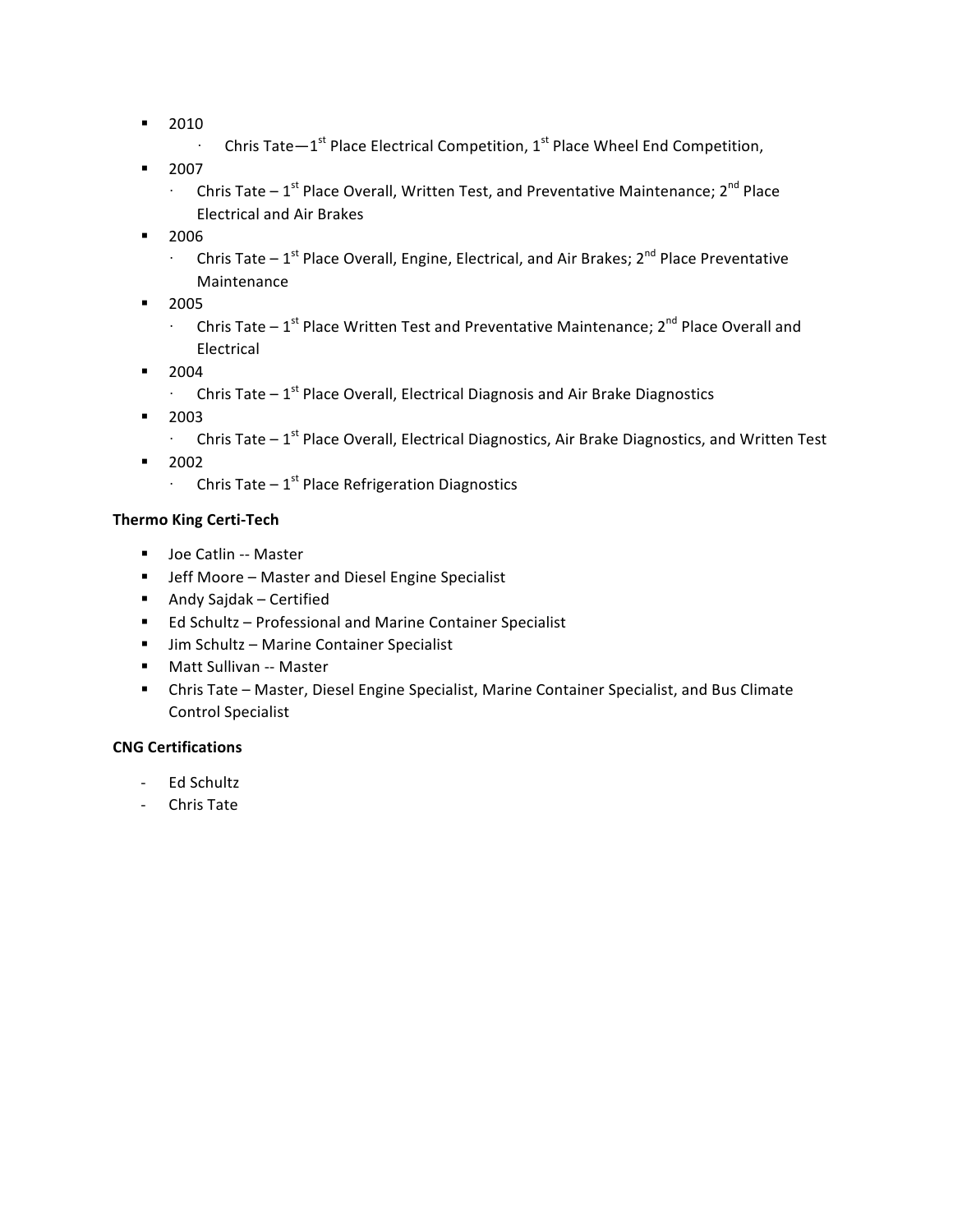- 2010
  - Chris Tate—1st Place Electrical Competition, 1st Place Wheel End Competition,
- 2007
  - Chris Tate – 1st Place Overall, Written Test, and Preventative Maintenance; 2nd Place Electrical and Air Brakes
- 2006
  - Chris Tate – 1st Place Overall, Engine, Electrical, and Air Brakes; 2nd Place Preventative Maintenance
- 2005
  - Chris Tate – 1st Place Written Test and Preventative Maintenance; 2nd Place Overall and Electrical
- 2004
  - Chris Tate – 1st Place Overall, Electrical Diagnosis and Air Brake Diagnostics
- 2003
  - Chris Tate – 1st Place Overall, Electrical Diagnostics, Air Brake Diagnostics, and Written Test
- 2002
  - Chris Tate – 1st Place Refrigeration Diagnostics

**Thermo King Certi-Tech**

- Joe Catlin -- Master
- Jeff Moore – Master and Diesel Engine Specialist
- Andy Sajdak – Certified
- Ed Schultz – Professional and Marine Container Specialist
- Jim Schultz – Marine Container Specialist
- Matt Sullivan -- Master
- Chris Tate – Master, Diesel Engine Specialist, Marine Container Specialist, and Bus Climate Control Specialist

**CNG Certifications**

- Ed Schultz
- Chris Tate